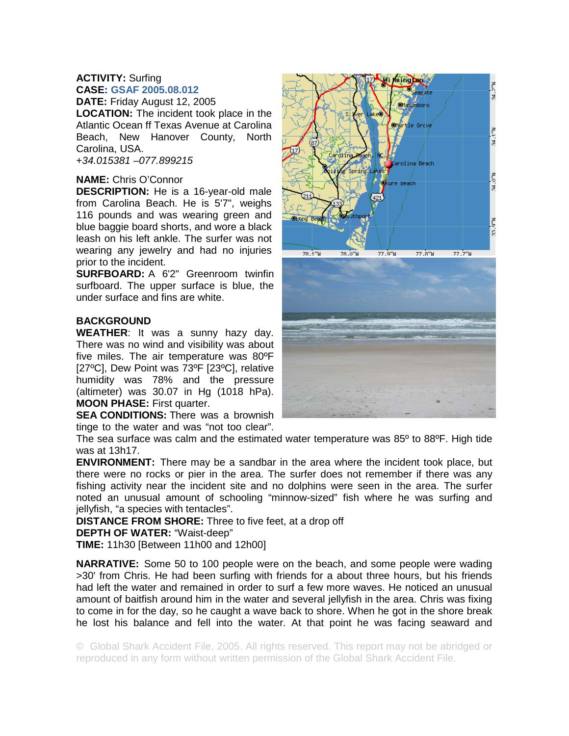**ACTIVITY:** Surfing
**CASE: GSAF 2005.08.012**
**DATE:** Friday August 12, 2005
**LOCATION:** The incident took place in the Atlantic Ocean ff Texas Avenue at Carolina Beach, New Hanover County, North Carolina, USA.
*+34.015381 –077.899215*

**NAME:** Chris O'Connor
**DESCRIPTION:** He is a 16-year-old male from Carolina Beach. He is 5'7", weighs 116 pounds and was wearing green and blue baggie board shorts, and wore a black leash on his left ankle. The surfer was not wearing any jewelry and had no injuries prior to the incident.
**SURFBOARD:** A 6'2" Greenroom twinfin surfboard. The upper surface is blue, the under surface and fins are white.

**BACKGROUND**
**WEATHER**: It was a sunny hazy day. There was no wind and visibility was about five miles. The air temperature was 80ºF [27ºC], Dew Point was 73ºF [23ºC], relative humidity was 78% and the pressure (altimeter) was 30.07 in Hg (1018 hPa).
**MOON PHASE:** First quarter.
**SEA CONDITIONS:** There was a brownish tinge to the water and was "not too clear". The sea surface was calm and the estimated water temperature was 85º to 88ºF. High tide was at 13h17.
**ENVIRONMENT:** There may be a sandbar in the area where the incident took place, but there were no rocks or pier in the area. The surfer does not remember if there was any fishing activity near the incident site and no dolphins were seen in the area. The surfer noted an unusual amount of schooling "minnow-sized" fish where he was surfing and jellyfish, "a species with tentacles".
**DISTANCE FROM SHORE:** Three to five feet, at a drop off
**DEPTH OF WATER:** "Waist-deep"
**TIME:** 11h30 [Between 11h00 and 12h00]

**NARRATIVE:** Some 50 to 100 people were on the beach, and some people were wading >30' from Chris. He had been surfing with friends for a about three hours, but his friends had left the water and remained in order to surf a few more waves. He noticed an unusual amount of baitfish around him in the water and several jellyfish in the area. Chris was fixing to come in for the day, so he caught a wave back to shore. When he got in the shore break he lost his balance and fell into the water. At that point he was facing seaward and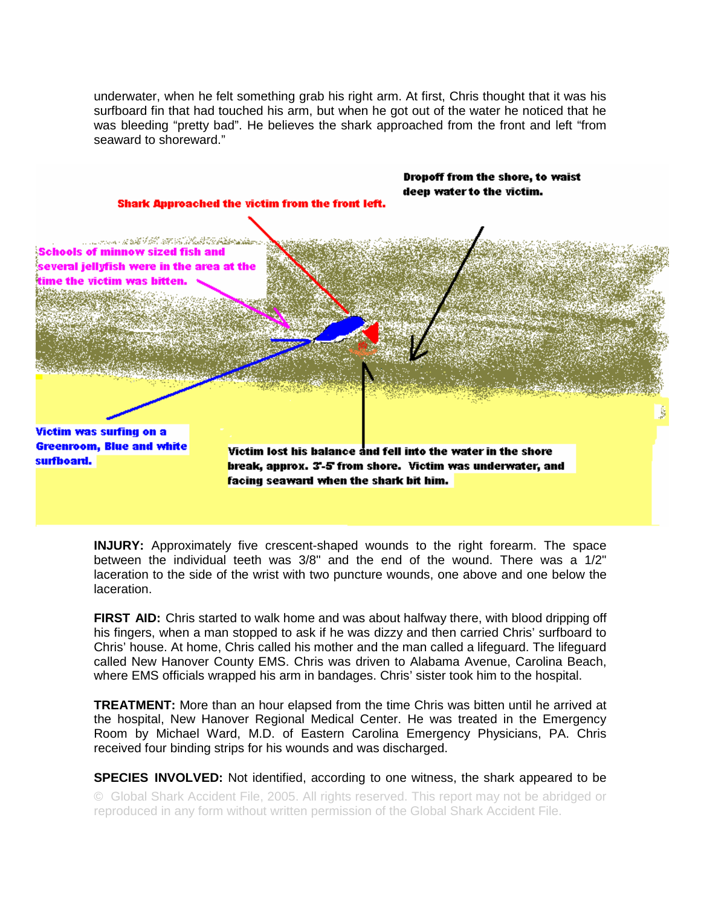underwater, when he felt something grab his right arm. At first, Chris thought that it was his surfboard fin that had touched his arm, but when he got out of the water he noticed that he was bleeding "pretty bad". He believes the shark approached from the front and left "from seaward to shoreward."

Shark Approached the victim from the front left.

Dropoff from the shore, to waist deep water to the victim.

Schools of minnow sized fish and several jellyfish were in the area at the time the victim was bitten.

Victim was surfing on a Greenroom, Blue and white surfboard.

Victim lost his balance and fell into the water in the shore break, approx. 3'-5' from shore. Victim was underwater, and facing seaward when the shark bit him.

**INJURY:** Approximately five crescent-shaped wounds to the right forearm. The space between the individual teeth was 3/8" and the end of the wound. There was a 1/2" laceration to the side of the wrist with two puncture wounds, one above and one below the laceration.

**FIRST AID:** Chris started to walk home and was about halfway there, with blood dripping off his fingers, when a man stopped to ask if he was dizzy and then carried Chris' surfboard to Chris' house. At home, Chris called his mother and the man called a lifeguard. The lifeguard called New Hanover County EMS. Chris was driven to Alabama Avenue, Carolina Beach, where EMS officials wrapped his arm in bandages. Chris' sister took him to the hospital.

**TREATMENT:** More than an hour elapsed from the time Chris was bitten until he arrived at the hospital, New Hanover Regional Medical Center. He was treated in the Emergency Room by Michael Ward, M.D. of Eastern Carolina Emergency Physicians, PA. Chris received four binding strips for his wounds and was discharged.

**SPECIES INVOLVED:** Not identified, according to one witness, the shark appeared to be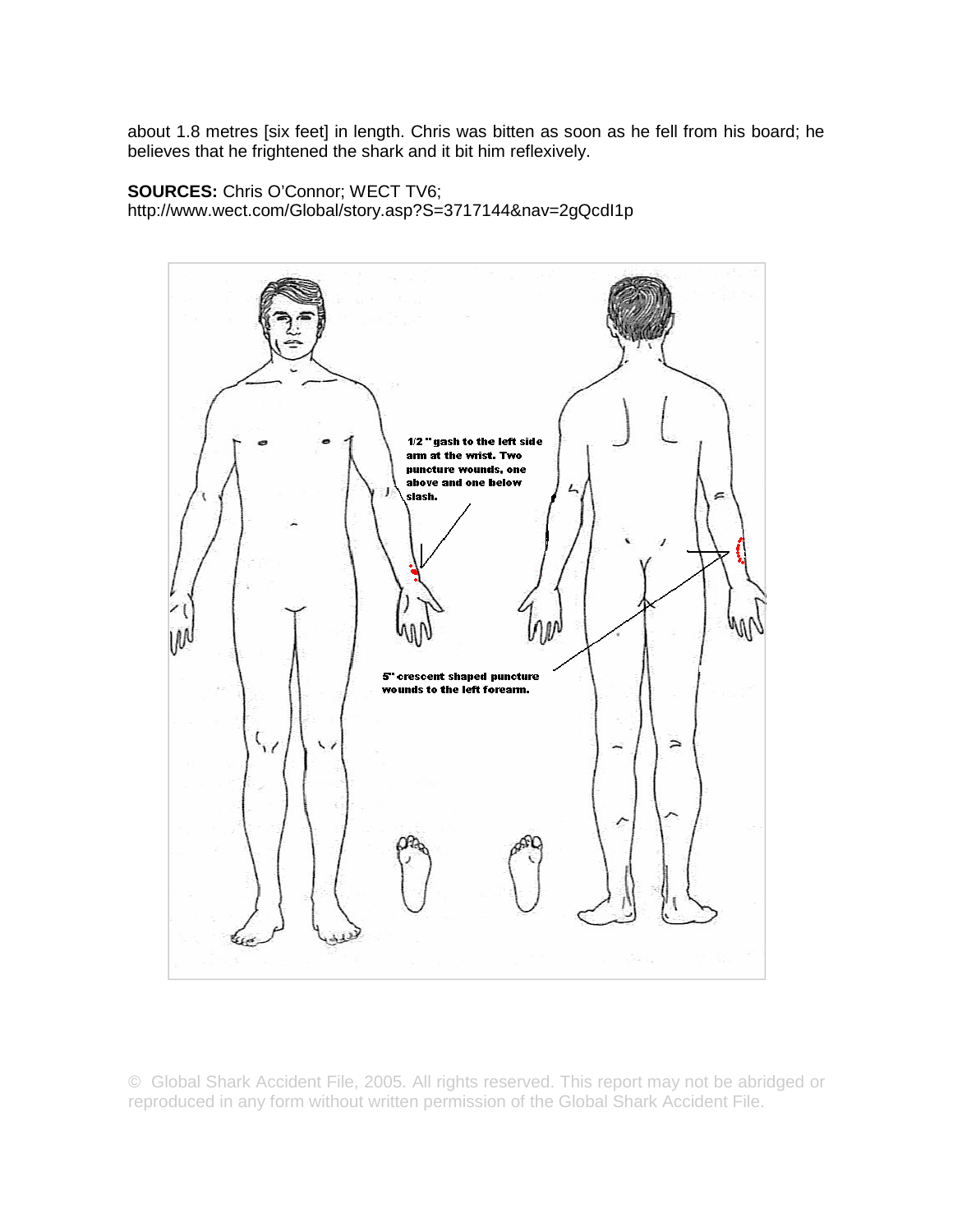about 1.8 metres [six feet] in length. Chris was bitten as soon as he fell from his board; he believes that he frightened the shark and it bit him reflexively.

**SOURCES:** Chris O'Connor; WECT TV6; http://www.wect.com/Global/story.asp?S=3717144&nav=2gQcdI1p

1/2 " gash to the left side arm at the wrist. Two puncture wounds, one above and one below slash.

5" crescent shaped puncture wounds to the left forearm.

© Global Shark Accident File, 2005. All rights reserved. This report may not be abridged or reproduced in any form without written permission of the Global Shark Accident File.